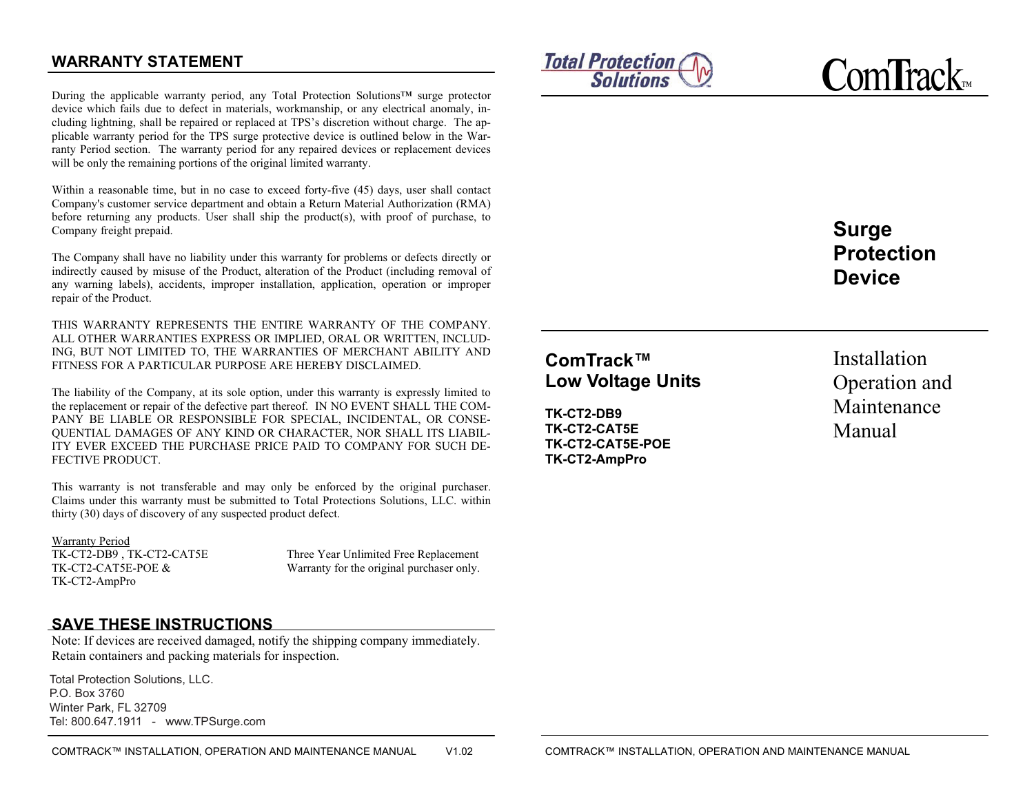## WARRANTY STATEMENT

During the applicable warranty period, any Total Protection Solutions™ surge protector device which fails due to defect in materials, workmanship, or any electrical anomaly, including lightning, shall be repaired or replaced at TPS's discretion without charge. The applicable warranty period for the TPS surge protective device is outlined below in the Warranty Period section. The warranty period for any repaired devices or replacement devices will be only the remaining portions of the original limited warranty.

Within a reasonable time, but in no case to exceed forty-five (45) days, user shall contact Company's customer service department and obtain a Return Material Authorization (RMA) before returning any products. User shall ship the product(s), with proof of purchase, to Company freight prepaid.

The Company shall have no liability under this warranty for problems or defects directly or indirectly caused by misuse of the Product, alteration of the Product (including removal of any warning labels), accidents, improper installation, application, operation or improper repair of the Product.

THIS WARRANTY REPRESENTS THE ENTIRE WARRANTY OF THE COMPANY. ALL OTHER WARRANTIES EXPRESS OR IMPLIED, ORAL OR WRITTEN, INCLUDING, BUT NOT LIMITED TO, THE WARRANTIES OF MERCHANT ABILITY AND FITNESS FOR A PARTICULAR PURPOSE ARE HEREBY DISCLAIMED.

The liability of the Company, at its sole option, under this warranty is expressly limited to the replacement or repair of the defective part thereof. IN NO EVENT SHALL THE COMPANY BE LIABLE OR RESPONSIBLE FOR SPECIAL, INCIDENTAL, OR CONSEQUENTIAL DAMAGES OF ANY KIND OR CHARACTER, NOR SHALL ITS LIABILITY EVER EXCEED THE PURCHASE PRICE PAID TO COMPANY FOR SUCH DEFECTIVE PRODUCT.

This warranty is not transferable and may only be enforced by the original purchaser. Claims under this warranty must be submitted to Total Protections Solutions, LLC. within thirty (30) days of discovery of any suspected product defect.

Warranty Period

| | |
|---|---|
| TK-CT2-DB9 , TK-CT2-CAT5E TK-CT2-CAT5E-POE & TK-CT2-AmpPro | Three Year Unlimited Free Replacement Warranty for the original purchaser only. |

## SAVE THESE INSTRUCTIONS

Note: If devices are received damaged, notify the shipping company immediately. Retain containers and packing materials for inspection.

Total Protection Solutions, LLC.
P.O. Box 3760
Winter Park, FL 32709
Tel: 800.647.1911 - www.TPSurge.com

Total Protection Solutions

ComTrack™

# Surge Protection Device

## ComTrack™ Low Voltage Units

**TK-CT2-DB9**
**TK-CT2-CAT5E**
**TK-CT2-CAT5E-POE**
**TK-CT2-AmpPro**

Installation Operation and Maintenance Manual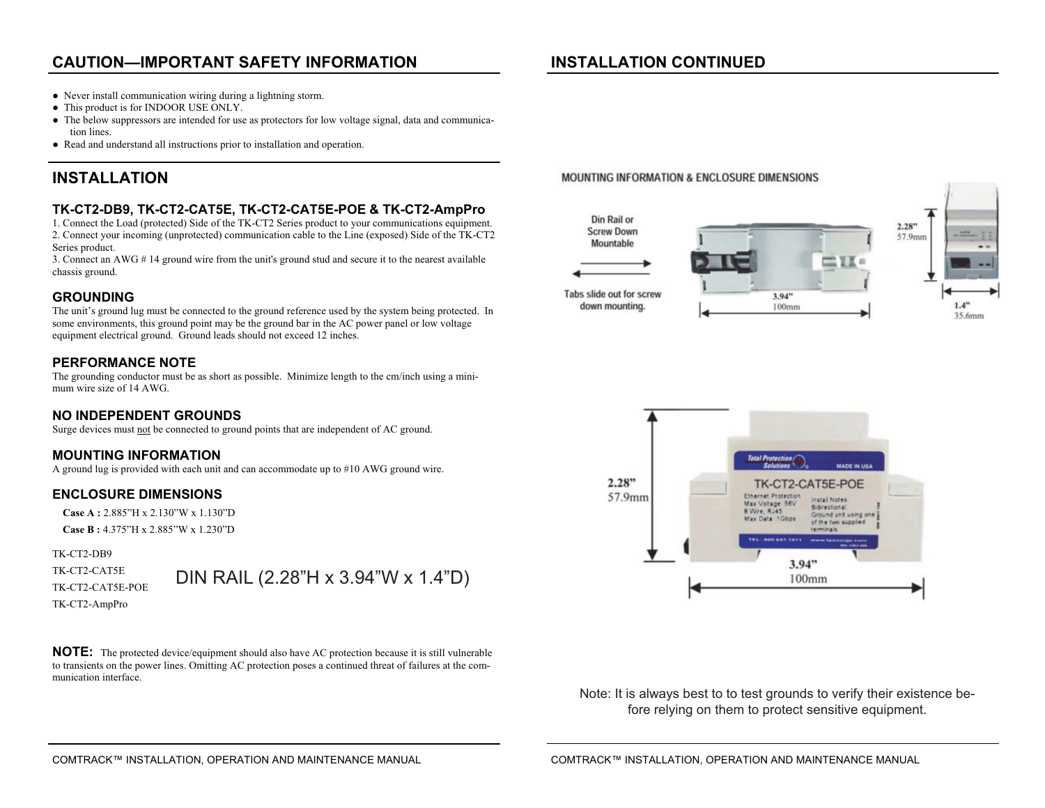## CAUTION—IMPORTANT SAFETY INFORMATION

- Never install communication wiring during a lightning storm.
- This product is for INDOOR USE ONLY.
- The below suppressors are intended for use as protectors for low voltage signal, data and communication lines.
- Read and understand all instructions prior to installation and operation.

## INSTALLATION

### TK-CT2-DB9, TK-CT2-CAT5E, TK-CT2-CAT5E-POE & TK-CT2-AmpPro

1. Connect the Load (protected) Side of the TK-CT2 Series product to your communications equipment.
2. Connect your incoming (unprotected) communication cable to the Line (exposed) Side of the TK-CT2 Series product.
3. Connect an AWG # 14 ground wire from the unit's ground stud and secure it to the nearest available chassis ground.

### GROUNDING

The unit's ground lug must be connected to the ground reference used by the system being protected. In some environments, this ground point may be the ground bar in the AC power panel or low voltage equipment electrical ground. Ground leads should not exceed 12 inches.

### PERFORMANCE NOTE

The grounding conductor must be as short as possible. Minimize length to the cm/inch using a minimum wire size of 14 AWG.

### NO INDEPENDENT GROUNDS

Surge devices must not be connected to ground points that are independent of AC ground.

### MOUNTING INFORMATION

A ground lug is provided with each unit and can accommodate up to #10 AWG ground wire.

### ENCLOSURE DIMENSIONS

**Case A :** 2.885"H x 2.130"W x 1.130"D

**Case B :** 4.375"H x 2.885"W x 1.230"D

TK-CT2-DB9
TK-CT2-CAT5E
TK-CT2-CAT5E-POE
TK-CT2-AmpPro

DIN RAIL (2.28"H x 3.94"W x 1.4"D)

**NOTE:** The protected device/equipment should also have AC protection because it is still vulnerable to transients on the power lines. Omitting AC protection poses a continued threat of failures at the communication interface.

## INSTALLATION CONTINUED

MOUNTING INFORMATION & ENCLOSURE DIMENSIONS

Din Rail or Screw Down Mountable

Tabs slide out for screw down mounting.

3.94"
100mm

2.28"
57.9mm

1.4"
35.6mm

Total Protection Solutions
MADE IN USA
TK-CT2-CAT5E-POE
Ethernet Protection
Max Voltage: 56V
8 Wire, RJ45
Max Data: 1Gbps
Install Notes
Bidirectional
Ground unit using one of the two supplied terminals

2.28"
57.9mm

3.94"
100mm

Note: It is always best to to test grounds to verify their existence before relying on them to protect sensitive equipment.